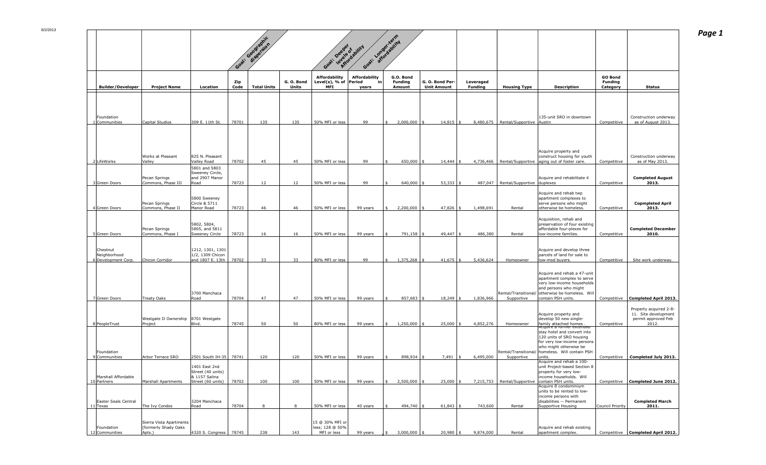| | Builder/Developer | Project Name | Location | Zip Code | Total Units | G. O. Bond Units | Affordability Level(s), % of MFI | Affordability Period in years | G.O. Bond Funding Amount | G. O. Bond Per-Unit Amount | Leveraged Funding | Housing Type | Description | GO Bond Funding Category | Status |
|---|---|---|---|---|---|---|---|---|---|---|---|---|---|---|---|
| | | | | Goal: Geographic dispersion | | | Goal: Deeper levels of Affordability | Goal: Longer-term affordability | | | | | | | |
| 1 | Foundation Communities | Capital Studios | 309 E. 11th St. | 78701 | 135 | 135 | 50% MFI or less | 99 | $ 2,000,000 | $ 14,815 | $ 8,480,675 | Rental/Supportive | 135-unit SRO in downtown Austin | Competitive | Construction underway as of August 2013. |
| 2 | LifeWorks | Works at Pleasant Valley | 825 N. Pleasant Valley Road | 78702 | 45 | 45 | 50% MFI or less | 99 | $ 650,000 | $ 14,444 | $ 4,736,466 | Rental/Supportive | Acquire property and construct housing for youth aging out of foster care. | Competitive | Construction underway as of May 2013. |
| 3 | Green Doors | Pecan Springs Commons, Phase III | 5801 and 5803 Sweeney Circle, and 2907 Manor Road | 78723 | 12 | 12 | 50% MFI or less | 99 | $ 640,000 | $ 53,333 | $ 487,047 | Rental/Supportive | Acquire and rehabilitate 4 duplexes | Competitive | **Completed August 2013.** |
| 4 | Green Doors | Pecan Springs Commons, Phase II | 5800 Sweeney Circle & 5711 Manor Road | 78723 | 46 | 46 | 50% MFI or less | 99 years | $ 2,200,000 | $ 47,826 | $ 1,498,691 | Rental | Acquire and rehab twp apartment complexes to serve persons who might otherwise be homeless. | Competitive | **Copmpleted April 2013.** |
| 5 | Green Doors | Pecan Springs Commons, Phase I | 5802, 5804, 5805, and 5811 Sweeney Circle | 78723 | 16 | 16 | 50% MFI or less | 99 years | $ 791,158 | $ 49,447 | $ 486,380 | Rental | Acquisition, rehab and preservation of four existing affordable four-plexes for low-income families. | Competitive | **Completed December 2010.** |
| 6 | Chestnut Neighborhood Development Corp. | Chicon Corridor | 1212, 1301, 1301 1/2, 1309 Chicon and 1807 E. 13th | 78702 | 33 | 33 | 80% MFI or less | 99 | $ 1,375,268 | $ 41,675 | $ 5,436,624 | Homeowner | Acquire and develop three parcels of land for sale to low-mod buyers. | Competitive | Site work underway. |
| 7 | Green Doors | Treaty Oaks | 3700 Manchaca Road | 78704 | 47 | 47 | 50% MFI or less | 99 years | $ 857,683 | $ 18,249 | $ 1,836,966 | Rental/Transitional/ Supportive | Acquire and rehab a 47-unit apartment complex to serve very low-income households and persons who might otherwise be homeless. Will contain PSH units. | Competitive | **Completed April 2013.** |
| 8 | PeopleTrust | Westgate II Ownership Project | 8701 Westgate Blvd. | 78745 | 50 | 50 | 80% MFI or less | 99 years | $ 1,250,000 | $ 25,000 | $ 4,852,276 | Homeowner | Acquire property and develop 50 new single-family attached homes . | Competitive | Property acquired 2-8-11. Site development permit approved Feb 2012. |
| 9 | Foundation Communities | Arbor Terrace SRO | 2501 South IH-35 | 78741 | 120 | 120 | 50% MFI or less | 99 years | $ 898,934 | $ 7,491 | $ 6,495,000 | Rental/Transitional/ Supportive | Acquire a former extended stay hotel and convert into 120 units of SRO housing for very low-income persons who might otherwise be homeless. Will contain PSH units. | Competitive | **Completed July 2013.** |
| 10 | Marshall Affordable Partners | Marshall Apartments | 1401 East 2nd Street (40 units) & 1157 Salina Street (60 units) | 78702 | 100 | 100 | 50% MFI or less | 99 years | $ 2,500,000 | $ 25,000 | $ 7,215,753 | Rental/Supportive | Acquire and rehab a 100-unit Project-based Section 8 property for very low-income households. Will contain PSH units. | Competitive | **Completed June 2012.** |
| 11 | Easter Seals Central Texas | The Ivy Condos | 3204 Manchaca Road | 78704 | 8 | 8 | 50% MFI or less | 40 years | $ 494,740 | $ 61,843 | $ 743,600 | Rental | Acquire 8 condominium units to be rented to low-income persons with disabilities -- Permanent Supportive Housing | Council Priority | **Completed March 2011.** |
| 12 | Foundation Communities | Sierra Vista Apartments (formerly Shady Oaks Apts.) | 4320 S. Congress | 78745 | 238 | 143 | 15 @ 30% MFI or less; 128 @ 50% MFI or less | 99 years | $ 3,000,000 | $ 20,980 | $ 9,874,000 | Rental | Acquire and rehab existing apartment complex. | Competitive | **Completed April 2012.** |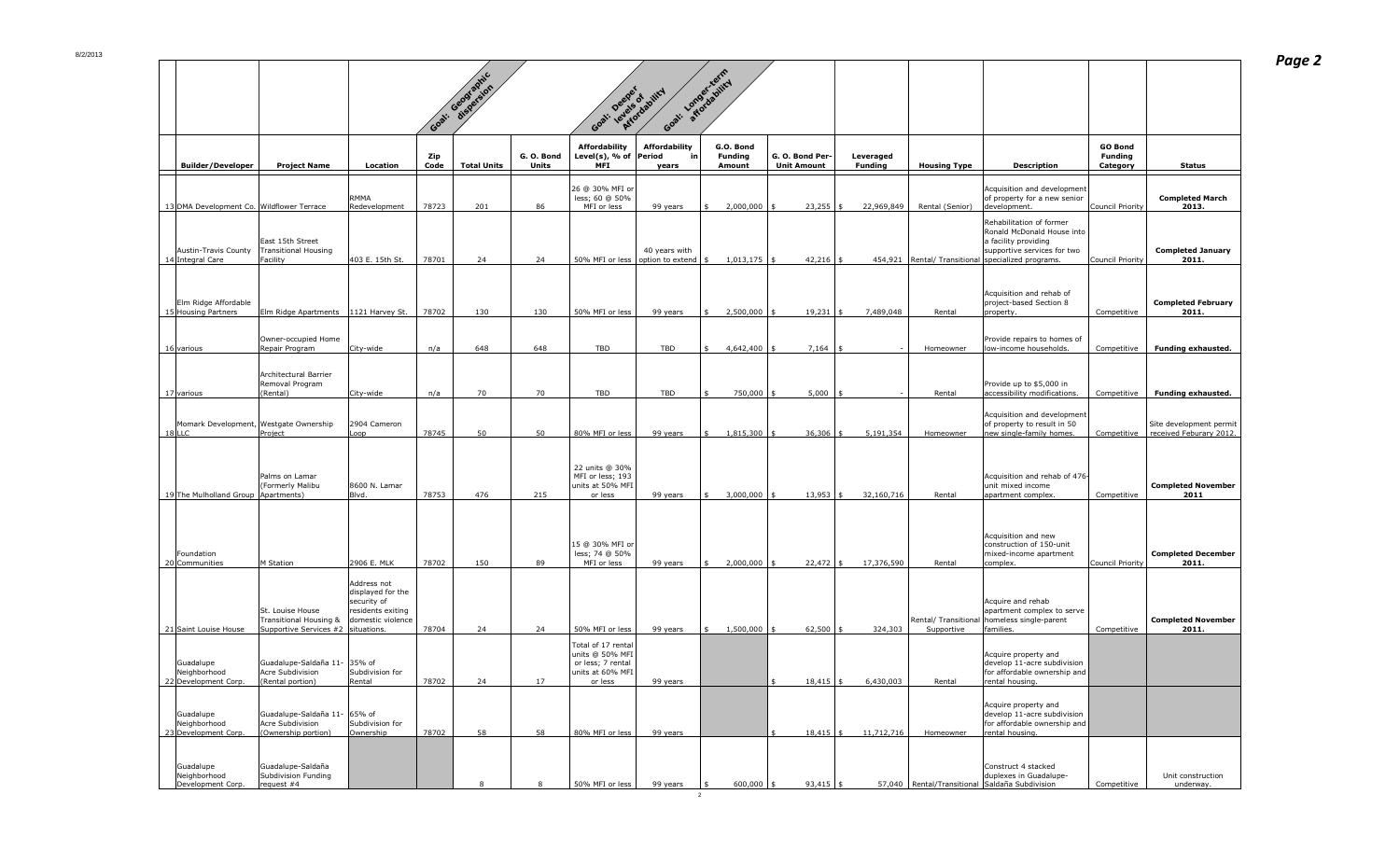| | | | Goal: Geographic dispersion | | | Goal: Deeper levels of affordability | Goal: Longer-term affordability | | | | | | | |
|---|---|---|---|---|---|---|---|---|---|---|---|---|---|---|
| **Builder/Developer** | **Project Name** | **Location** | **Zip Code** | **Total Units** | **G. O. Bond Units** | **Affordability Level(s), % of MFI** | **Affordability Period in years** | **G.O. Bond Funding Amount** | **G. O. Bond Per-Unit Amount** | **Leveraged Funding** | **Housing Type** | **Description** | **GO Bond Funding Category** | **Status** |
| 13 DMA Development Co. | Wildflower Terrace | RMMA Redevelopment | 78723 | 201 | 86 | 26 @ 30% MFI or less; 60 @ 50% MFI or less | 99 years | $ 2,000,000 | $ 23,255 | $ 22,969,849 | Rental (Senior) | Acquisition and development of property for a new senior development. | Council Priority | **Completed March 2013.** |
| 14 Austin-Travis County Integral Care | East 15th Street Transitional Housing Facility | 403 E. 15th St. | 78701 | 24 | 24 | 50% MFI or less | 40 years with option to extend | $ 1,013,175 | $ 42,216 | $ 454,921 | Rental/ Transitional | Rehabilitation of former Ronald McDonald House into a facility providing supportive services for two specialized programs. | Council Priority | **Completed January 2011.** |
| 15 Elm Ridge Affordable Housing Partners | Elm Ridge Apartments | 1121 Harvey St. | 78702 | 130 | 130 | 50% MFI or less | 99 years | $ 2,500,000 | $ 19,231 | $ 7,489,048 | Rental | Acquisition and rehab of project-based Section 8 property. | Competitive | **Completed February 2011.** |
| 16 various | Owner-occupied Home Repair Program | City-wide | n/a | 648 | 648 | TBD | TBD | $ 4,642,400 | $ 7,164 | $ - | Homeowner | Provide repairs to homes of low-income households. | Competitive | **Funding exhausted.** |
| 17 various | Architectural Barrier Removal Program (Rental) | City-wide | n/a | 70 | 70 | TBD | TBD | $ 750,000 | $ 5,000 | $ - | Rental | Provide up to $5,000 in accessibility modifications. | Competitive | **Funding exhausted.** |
| 18 Momark Development, LLC | Westgate Ownership Project | 2904 Cameron Loop | 78745 | 50 | 50 | 80% MFI or less | 99 years | $ 1,815,300 | $ 36,306 | $ 5,191,354 | Homeowner | Acquisition and development of property to result in 50 new single-family homes. | Competitive | Site development permit received Feburary 2012. |
| 19 The Mulholland Group | Palms on Lamar (Formerly Malibu Apartments) | 8600 N. Lamar Blvd. | 78753 | 476 | 215 | 22 units @ 30% MFI or less; 193 units at 50% MFI or less | 99 years | $ 3,000,000 | $ 13,953 | $ 32,160,716 | Rental | Acquisition and rehab of 476-unit mixed income apartment complex. | Competitive | **Completed November 2011** |
| 20 Foundation Communities | M Station | 2906 E. MLK | 78702 | 150 | 89 | 15 @ 30% MFI or less; 74 @ 50% MFI or less | 99 years | $ 2,000,000 | $ 22,472 | $ 17,376,590 | Rental | Acquisition and new construction of 150-unit mixed-income apartment complex. | Council Priority | **Completed December 2011.** |
| 21 Saint Louise House | St. Louise House Transitional Housing & Supportive Services #2 | Address not displayed for the security of residents exiting domestic violence situations. | 78704 | 24 | 24 | 50% MFI or less | 99 years | $ 1,500,000 | $ 62,500 | $ 324,303 | Rental/ Transitional Supportive | Acquire and rehab apartment complex to serve homeless single-parent families. | Competitive | **Completed November 2011.** |
| 22 Guadalupe Neighborhood Development Corp. | Guadalupe-Saldaña 11-Acre Subdivision (Rental portion) | 35% of Subdivision for Rental | 78702 | 24 | 17 | Total of 17 rental units @ 50% MFI or less; 7 rental units at 60% MFI or less | 99 years | | $ 18,415 | $ 6,430,003 | Rental | Acquire property and develop 11-acre subdivision for affordable ownership and rental housing. | | |
| 23 Guadalupe Neighborhood Development Corp. | Guadalupe-Saldaña 11-Acre Subdivision (Ownership portion) | 65% of Subdivision for Ownership | 78702 | 58 | 58 | 80% MFI or less | 99 years | | $ 18,415 | $ 11,712,716 | Homeowner | Acquire property and develop 11-acre subdivision for affordable ownership and rental housing. | | |
| Guadalupe Neighborhood Development Corp. | Guadalupe-Saldaña Subdivision Funding request #4 | | | 8 | 8 | 50% MFI or less | 99 years | $ 600,000 | $ 93,415 | $ 57,040 | Rental/Transitional | Construct 4 stacked duplexes in Guadalupe-Saldaña Subdivision | Competitive | Unit construction underway. |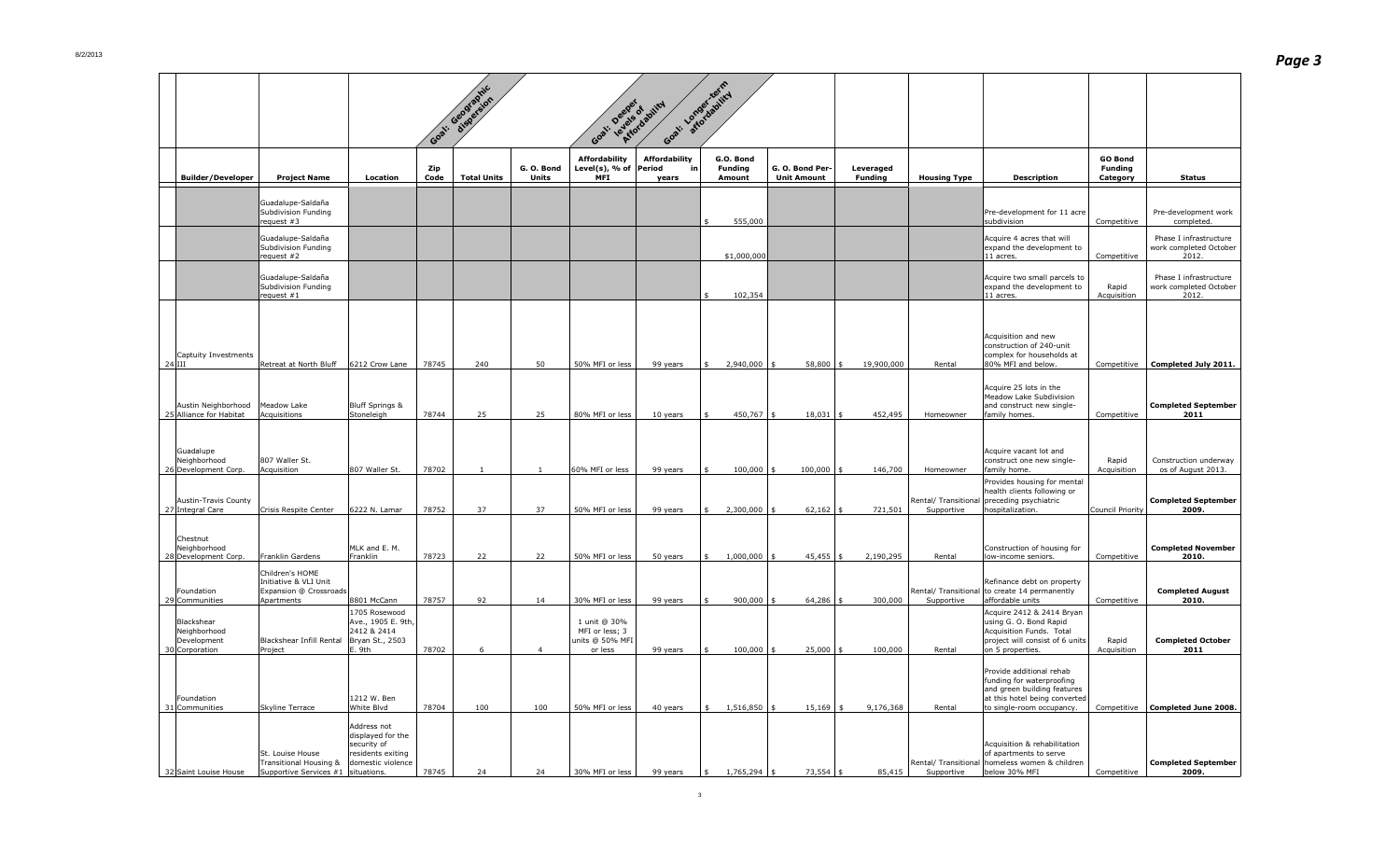| | | | Goal: Geographic dispersion | | | Goal: Deeper levels of Affordability | Goal: Longer-term affordability | | | | | | | |
|---|---|---|---|---|---|---|---|---|---|---|---|---|---|---|
| | **Builder/Developer** | **Project Name** | **Location** | **Zip Code** | **Total Units** | **G. O. Bond Units** | **Affordability Level(s), % of MFI** | **Affordability Period in years** | **G.O. Bond Funding Amount** | **G. O. Bond Per-Unit Amount** | **Leveraged Funding** | **Housing Type** | **Description** | **GO Bond Funding Category** | **Status** |
| | | Guadalupe-Saldaña Subdivision Funding request #3 | | | | | | | $ 555,000 | | | | Pre-development for 11 acre subdivision | Competitive | Pre-development work completed. |
| | | Guadalupe-Saldaña Subdivision Funding request #2 | | | | | | | $1,000,000 | | | | Acquire 4 acres that will expand the development to 11 acres. | Competitive | Phase I infrastructure work completed October 2012. |
| | | Guadalupe-Saldaña Subdivision Funding request #1 | | | | | | | $ 102,354 | | | | Acquire two small parcels to expand the development to 11 acres. | Rapid Acquisition | Phase I infrastructure work completed October 2012. |
| 24 | Captuity Investments III | Retreat at North Bluff | 6212 Crow Lane | 78745 | 240 | 50 | 50% MFI or less | 99 years | $ 2,940,000 | $ 58,800 | $ 19,900,000 | Rental | Acquisition and new construction of 240-unit complex for households at 80% MFI and below. | Competitive | **Completed July 2011.** |
| 25 | Austin Neighborhood Alliance for Habitat | Meadow Lake Acquisitions | Bluff Springs & Stoneleigh | 78744 | 25 | 25 | 80% MFI or less | 10 years | $ 450,767 | $ 18,031 | $ 452,495 | Homeowner | Acquire 25 lots in the Meadow Lake Subdivision and construct new single-family homes. | Competitive | **Completed September 2011** |
| 26 | Guadalupe Neighborhood Development Corp. | 807 Waller St. Acquisition | 807 Waller St. | 78702 | 1 | 1 | 60% MFI or less | 99 years | $ 100,000 | $ 100,000 | $ 146,700 | Homeowner | Acquire vacant lot and construct one new single-family home. | Rapid Acquisition | Construction underway as of August 2013. |
| 27 | Austin-Travis County Integral Care | Crisis Respite Center | 6222 N. Lamar | 78752 | 37 | 37 | 50% MFI or less | 99 years | $ 2,300,000 | $ 62,162 | $ 721,501 | Rental/ Transitional Supportive | Provides housing for mental health clients following or preceding psychiatric hospitalization. | Council Priority | **Completed September 2009.** |
| 28 | Chestnut Neighborhood Development Corp. | Franklin Gardens | MLK and E. M. Franklin | 78723 | 22 | 22 | 50% MFI or less | 50 years | $ 1,000,000 | $ 45,455 | $ 2,190,295 | Rental | Construction of housing for low-income seniors. | Competitive | **Completed November 2010.** |
| 29 | Foundation Communities | Children's HOME Initiative & VLI Unit Expansion @ Crossroads Apartments | 8801 McCann | 78757 | 92 | 14 | 30% MFI or less | 99 years | $ 900,000 | $ 64,286 | $ 300,000 | Rental/ Transitional Supportive | Refinance debt on property to create 14 permanently affordable units | Competitive | **Completed August 2010.** |
| 30 | Blackshear Neighborhood Development Corporation | Blackshear Infill Rental Project | 1705 Rosewood Ave., 1905 E. 9th, 2412 & 2414 Bryan St., 2503 E. 9th | 78702 | 6 | 4 | 1 unit @ 30% MFI or less; 3 units @ 50% MFI or less | 99 years | $ 100,000 | $ 25,000 | $ 100,000 | Rental | Acquire 2412 & 2414 Bryan using G. O. Bond Rapid Acquisition Funds. Total project will consist of 6 units on 5 properties. | Rapid Acquisition | **Completed October 2011** |
| 31 | Foundation Communities | Skyline Terrace | 1212 W. Ben White Blvd | 78704 | 100 | 100 | 50% MFI or less | 40 years | $ 1,516,850 | $ 15,169 | $ 9,176,368 | Rental | Provide additional rehab funding for waterproofing and green building features at this hotel being converted to single-room occupancy. | Competitive | **Completed June 2008.** |
| 32 | Saint Louise House | St. Louise House Transitional Housing & Supportive Services #1 | Address not displayed for the security of residents exiting domestic violence situations. | 78745 | 24 | 24 | 30% MFI or less | 99 years | $ 1,765,294 | $ 73,554 | $ 85,415 | Rental/ Transitional Supportive | Acquisition & rehabilitation of apartments to serve homeless women & children below 30% MFI | Competitive | **Completed September 2009.** |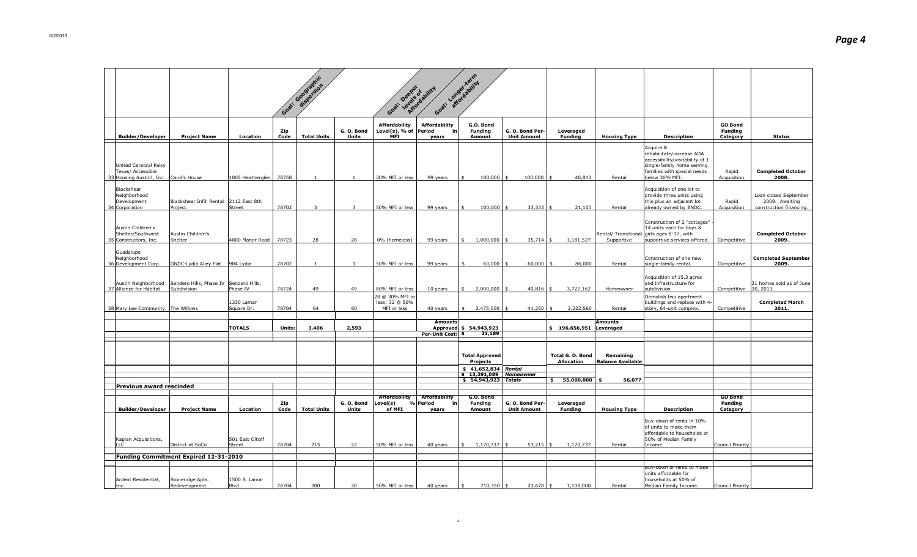| | | | | Goal: Geographic dispersion | | | Goal: Deeper levels of Affordability | Goal: Longer-term affordability | | | | | | | |
|---|---|---|---|---|---|---|---|---|---|---|---|---|---|---|---|
| | **Builder/Developer** | **Project Name** | **Location** | **Zip Code** | **Total Units** | **G. O. Bond Units** | **Affordability Level(s), % of MFI** | **Affordability Period in years** | **G.O. Bond Funding Amount** | **G. O. Bond Per-Unit Amount** | **Leveraged Funding** | **Housing Type** | **Description** | **GO Bond Funding Category** | **Status** |
| 33 | United Cerebral Palsy Texas/ Accessible Housing Austin!, Inc. | Carol's House | 1805 Heatherglen | 78758 | 1 | 1 | 30% MFI or less | 99 years | $ 100,000 | $ 100,000 | $ 40,810 | Rental | Acquire & rehabilitate/increase ADA accessibility/visitability of 1 single-family home serving families with special needs below 30% MFI. | Rapid Acquisition | **Completed October 2008.** |
| 34 | Blackshear Neighborhood Development Corporation | Blackshear Infill Rental Project | 2112 East 8th Street | 78702 | 3 | 3 | 50% MFI or less | 99 years | $ 100,000 | $ 33,333 | $ 21,100 | Rental | Acquisition of one lot to provide three units using this plus an adjacent lot already owned by BNDC. | Rapid Acquisition | Loan closed September 2009. Awaiting construction financing. |
| 35 | Austin Children's Shelter/Southwest Constructors, Inc. | Austin Children's Shelter | 4800 Manor Road | 78723 | 28 | 28 | 0% (homeless) | 99 years | $ 1,000,000 | $ 35,714 | $ 1,181,527 | Rental/ Transitional Supportive | Construction of 2 "cottages" - 14 units each for boys & girls ages 8-17, with supportive services offered. | Competitive | **Completed October 2009.** |
| 36 | Guadalupe Neighborhood Development Corp. | GNDC-Lydia Alley Flat | 904 Lydia | 78702 | 1 | 1 | 50% MFI or less | 99 years | $ 60,000 | $ 60,000 | $ 86,000 | Rental | Construction of one new single-family rental. | Competitive | **Completed September 2009.** |
| 37 | Austin Neighborhood Alliance for Habitat | Sendero Hills, Phase IV Subdivision | Sendero Hills, Phase IV | 78724 | 49 | 49 | 80% MFI or less | 10 years | $ 2,000,000 | $ 40,816 | $ 3,722,162 | Homeowner | Acquisition of 15.3 acres and infrastructure for subdivision | Competitive | 31 homes sold as of June 30, 2013. |
| 38 | Mary Lee Community | The Willows | 1330 Lamar Square Dr. | 78704 | 64 | 60 | 28 @ 30% MFI or less; 32 @ 50% MFI or less | 40 years | $ 2,475,000 | $ 41,250 | $ 2,222,560 | Rental | Demolish two apartment buildings and replace with 4-story, 64-unit complex. | Competitive | **Completed March 2011.** |
| | | | **TOTALS** | **Units:** | **3,406** | **2,593** | | **Amounts Approved** | **$ 54,943,923** | | **$ 196,656,951** | **Amounts Leveraged** | | | |
| | | | | | | | | **Per-Unit Cost:** | **$ 21,189** | | | | | | |
| | | | | | | | | | **Total Approved Projects** | | **Total G. O. Bond Allocation** | **Remaining Balance Available** | | | |
| | | | | | | | | | **$ 41,652,834** | ***Rental*** | | | | | |
| | | | | | | | | | **$ 13,291,089** | ***Homeowner*** | | | | | |
| | | | | | | | | | **$ 54,943,923** | ***Totals*** | **$ 55,000,000** | **$ 56,077** | | | |

**Previous award rescinded**

| **Builder/Developer** | **Project Name** | **Location** | **Zip Code** | **Total Units** | **G. O. Bond Units** | **Affordability Level(s) % of MFI** | **Affordability Period in years** | **G.O. Bond Funding Amount** | **G. O. Bond Per-Unit Amount** | **Leveraged Funding** | **Housing Type** | **Description** | **GO Bond Funding Category** |
|---|---|---|---|---|---|---|---|---|---|---|---|---|---|
| Kaplan Acquisitions, LLC | District at SoCo | 501 East Oltorf Street | 78704 | 215 | 22 | 50% MFI or less | 40 years | $ 1,170,737 | $ 53,215 | $ 1,170,737 | Rental | Buy-down of rents in 10% of units to make them affordable to households at 50% of Median Family Income. | Council Priority |
| **Funding Commitment Expired 12-31-2010** | | | | | | | | | | | | | |
| Ardent Residential, Inc. | Stoneridge Apts. Redevelopment | 1500 S. Lamar Blvd. | 78704 | 300 | 30 | 50% MFI or less | 40 years | $ 710,350 | $ 23,678 | $ 1,108,000 | Rental | Buy-down of rents to make units affordable for households at 50% of Median Family Income. | Council Priority |